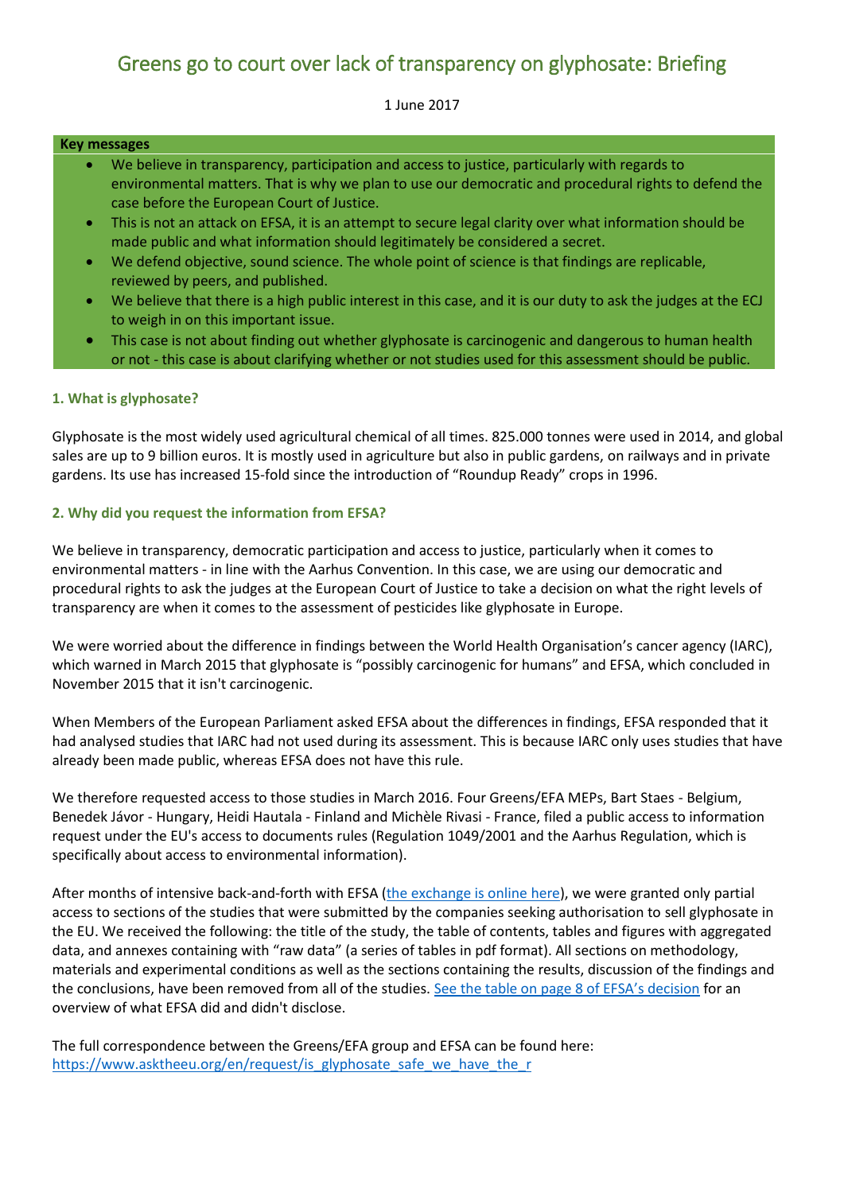# Greens go to court over lack of transparency on glyphosate: Briefing

1 June 2017

**Key messages**

- We believe in transparency, participation and access to justice, particularly with regards to environmental matters. That is why we plan to use our democratic and procedural rights to defend the case before the European Court of Justice.
- This is not an attack on EFSA, it is an attempt to secure legal clarity over what information should be made public and what information should legitimately be considered a secret.
- We defend objective, sound science. The whole point of science is that findings are replicable, reviewed by peers, and published.
- We believe that there is a high public interest in this case, and it is our duty to ask the judges at the ECJ to weigh in on this important issue.
- This case is not about finding out whether glyphosate is carcinogenic and dangerous to human health or not - this case is about clarifying whether or not studies used for this assessment should be public.

### 1. What is glyphosate?

Glyphosate is the most widely used agricultural chemical of all times. 825.000 tonnes were used in 2014, and global sales are up to 9 billion euros. It is mostly used in agriculture but also in public gardens, on railways and in private gardens. Its use has increased 15-fold since the introduction of "Roundup Ready" crops in 1996.

### 2. Why did you request the information from EFSA?

We believe in transparency, democratic participation and access to justice, particularly when it comes to environmental matters - in line with the Aarhus Convention. In this case, we are using our democratic and procedural rights to ask the judges at the European Court of Justice to take a decision on what the right levels of transparency are when it comes to the assessment of pesticides like glyphosate in Europe.

We were worried about the difference in findings between the World Health Organisation's cancer agency (IARC), which warned in March 2015 that glyphosate is "possibly carcinogenic for humans" and EFSA, which concluded in November 2015 that it isn't carcinogenic.

When Members of the European Parliament asked EFSA about the differences in findings, EFSA responded that it had analysed studies that IARC had not used during its assessment. This is because IARC only uses studies that have already been made public, whereas EFSA does not have this rule.

We therefore requested access to those studies in March 2016. Four Greens/EFA MEPs, Bart Staes - Belgium, Benedek Jávor - Hungary, Heidi Hautala - Finland and Michèle Rivasi - France, filed a public access to information request under the EU's access to documents rules (Regulation 1049/2001 and the Aarhus Regulation, which is specifically about access to environmental information).

After months of intensive back-and-forth with EFSA (the exchange is online here), we were granted only partial access to sections of the studies that were submitted by the companies seeking authorisation to sell glyphosate in the EU. We received the following: the title of the study, the table of contents, tables and figures with aggregated data, and annexes containing with "raw data" (a series of tables in pdf format). All sections on methodology, materials and experimental conditions as well as the sections containing the results, discussion of the findings and the conclusions, have been removed from all of the studies. See the table on page 8 of EFSA's decision for an overview of what EFSA did and didn't disclose.

The full correspondence between the Greens/EFA group and EFSA can be found here:
https://www.asktheeu.org/en/request/is_glyphosate_safe_we_have_the_r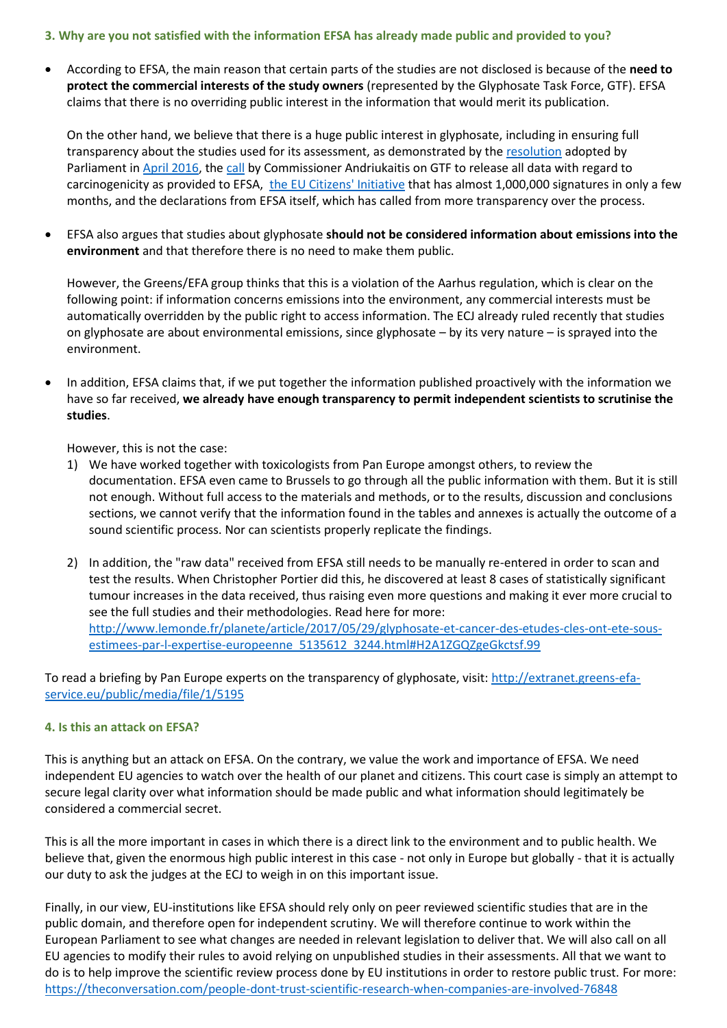### 3. Why are you not satisfied with the information EFSA has already made public and provided to you?

- According to EFSA, the main reason that certain parts of the studies are not disclosed is because of the **need to protect the commercial interests of the study owners** (represented by the Glyphosate Task Force, GTF). EFSA claims that there is no overriding public interest in the information that would merit its publication.

  On the other hand, we believe that there is a huge public interest in glyphosate, including in ensuring full transparency about the studies used for its assessment, as demonstrated by the [resolution](#) adopted by Parliament in [April 2016](#), the [call](#) by Commissioner Andriukaitis on GTF to release all data with regard to carcinogenicity as provided to EFSA, [the EU Citizens' Initiative](#) that has almost 1,000,000 signatures in only a few months, and the declarations from EFSA itself, which has called from more transparency over the process.

- EFSA also argues that studies about glyphosate **should not be considered information about emissions into the environment** and that therefore there is no need to make them public.

  However, the Greens/EFA group thinks that this is a violation of the Aarhus regulation, which is clear on the following point: if information concerns emissions into the environment, any commercial interests must be automatically overridden by the public right to access information. The ECJ already ruled recently that studies on glyphosate are about environmental emissions, since glyphosate – by its very nature – is sprayed into the environment.

- In addition, EFSA claims that, if we put together the information published proactively with the information we have so far received, **we already have enough transparency to permit independent scientists to scrutinise the studies**.

  However, this is not the case:

  1) We have worked together with toxicologists from Pan Europe amongst others, to review the documentation. EFSA even came to Brussels to go through all the public information with them. But it is still not enough. Without full access to the materials and methods, or to the results, discussion and conclusions sections, we cannot verify that the information found in the tables and annexes is actually the outcome of a sound scientific process. Nor can scientists properly replicate the findings.

  2) In addition, the "raw data" received from EFSA still needs to be manually re-entered in order to scan and test the results. When Christopher Portier did this, he discovered at least 8 cases of statistically significant tumour increases in the data received, thus raising even more questions and making it ever more crucial to see the full studies and their methodologies. Read here for more: [http://www.lemonde.fr/planete/article/2017/05/29/glyphosate-et-cancer-des-etudes-cles-ont-ete-sous-estimees-par-l-expertise-europeenne_5135612_3244.html#H2A1ZGQZgeGkctsf.99](http://www.lemonde.fr/planete/article/2017/05/29/glyphosate-et-cancer-des-etudes-cles-ont-ete-sous-estimees-par-l-expertise-europeenne_5135612_3244.html#H2A1ZGQZgeGkctsf.99)

To read a briefing by Pan Europe experts on the transparency of glyphosate, visit: [http://extranet.greens-efa-service.eu/public/media/file/1/5195](http://extranet.greens-efa-service.eu/public/media/file/1/5195)

### 4. Is this an attack on EFSA?

This is anything but an attack on EFSA. On the contrary, we value the work and importance of EFSA. We need independent EU agencies to watch over the health of our planet and citizens. This court case is simply an attempt to secure legal clarity over what information should be made public and what information should legitimately be considered a commercial secret.

This is all the more important in cases in which there is a direct link to the environment and to public health. We believe that, given the enormous high public interest in this case - not only in Europe but globally - that it is actually our duty to ask the judges at the ECJ to weigh in on this important issue.

Finally, in our view, EU-institutions like EFSA should rely only on peer reviewed scientific studies that are in the public domain, and therefore open for independent scrutiny. We will therefore continue to work within the European Parliament to see what changes are needed in relevant legislation to deliver that. We will also call on all EU agencies to modify their rules to avoid relying on unpublished studies in their assessments. All that we want to do is to help improve the scientific review process done by EU institutions in order to restore public trust. For more: [https://theconversation.com/people-dont-trust-scientific-research-when-companies-are-involved-76848](https://theconversation.com/people-dont-trust-scientific-research-when-companies-are-involved-76848)